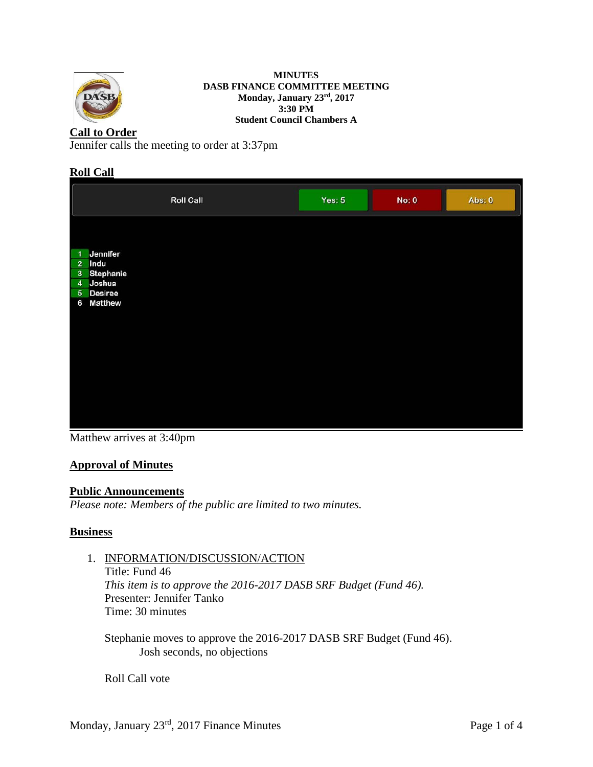**MINUTES**
**DASB FINANCE COMMITTEE MEETING**
**Monday, January 23rd, 2017**
**3:30 PM**
**Student Council Chambers A**

## Call to Order

Jennifer calls the meeting to order at 3:37pm

## Roll Call

| Roll Call | Yes: 5 | No: 0 | Abs: 0 |
|---|---|---|---|

1. Jennifer
2. Indu
3. Stephanie
4. Joshua
5. Desiree
6. Matthew

Matthew arrives at 3:40pm

## Approval of Minutes

## Public Announcements

*Please note: Members of the public are limited to two minutes.*

## Business

1. INFORMATION/DISCUSSION/ACTION
   Title: Fund 46
   *This item is to approve the 2016-2017 DASB SRF Budget (Fund 46).*
   Presenter: Jennifer Tanko
   Time: 30 minutes

   Stephanie moves to approve the 2016-2017 DASB SRF Budget (Fund 46).
   Josh seconds, no objections

   Roll Call vote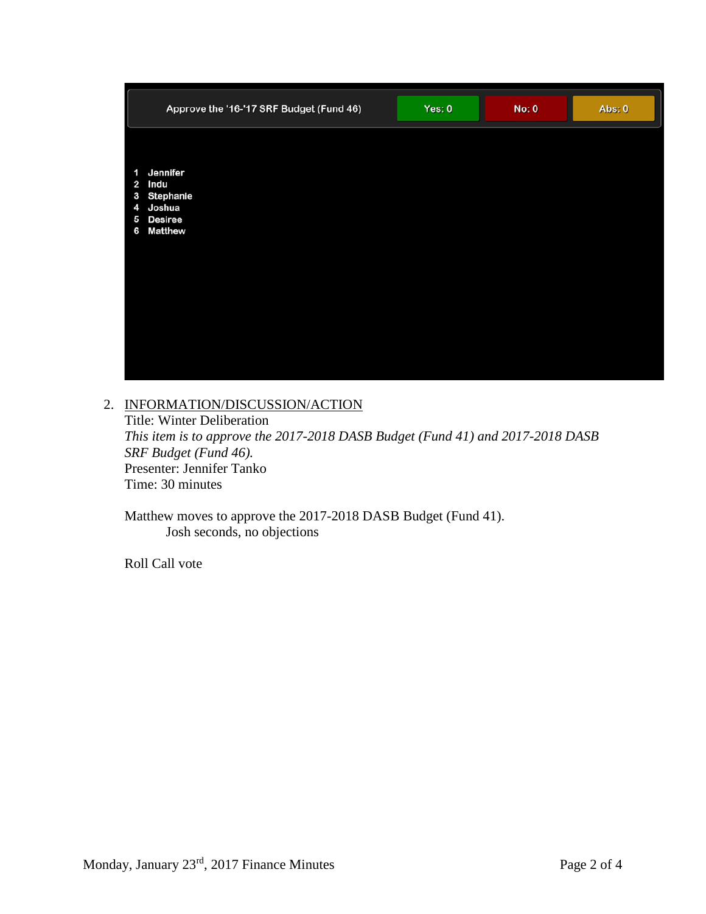| Approve the '16-'17 SRF Budget (Fund 46) | Yes: 0 | No: 0 | Abs: 0 |
|---|---|---|---|

1 Jennifer
2 Indu
3 Stephanie
4 Joshua
5 Desiree
6 Matthew

2. <u>INFORMATION/DISCUSSION/ACTION</u>
   Title: Winter Deliberation
   *This item is to approve the 2017-2018 DASB Budget (Fund 41) and 2017-2018 DASB SRF Budget (Fund 46).*
   Presenter: Jennifer Tanko
   Time: 30 minutes

   Matthew moves to approve the 2017-2018 DASB Budget (Fund 41).
   Josh seconds, no objections

   Roll Call vote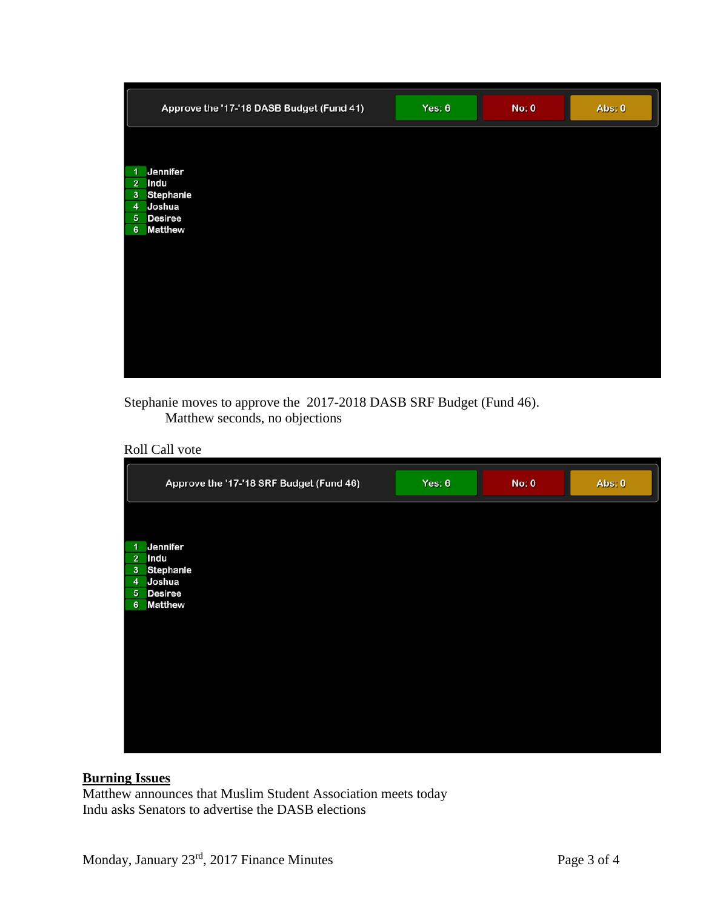Approve the '17-'18 DASB Budget (Fund 41) | Yes: 6 | No: 0 | Abs: 0

1 Jennifer
2 Indu
3 Stephanie
4 Joshua
5 Desiree
6 Matthew

Stephanie moves to approve the 2017-2018 DASB SRF Budget (Fund 46).
Matthew seconds, no objections

Roll Call vote

Approve the '17-'18 SRF Budget (Fund 46) | Yes: 6 | No: 0 | Abs: 0

1 Jennifer
2 Indu
3 Stephanie
4 Joshua
5 Desiree
6 Matthew

**Burning Issues**

Matthew announces that Muslim Student Association meets today
Indu asks Senators to advertise the DASB elections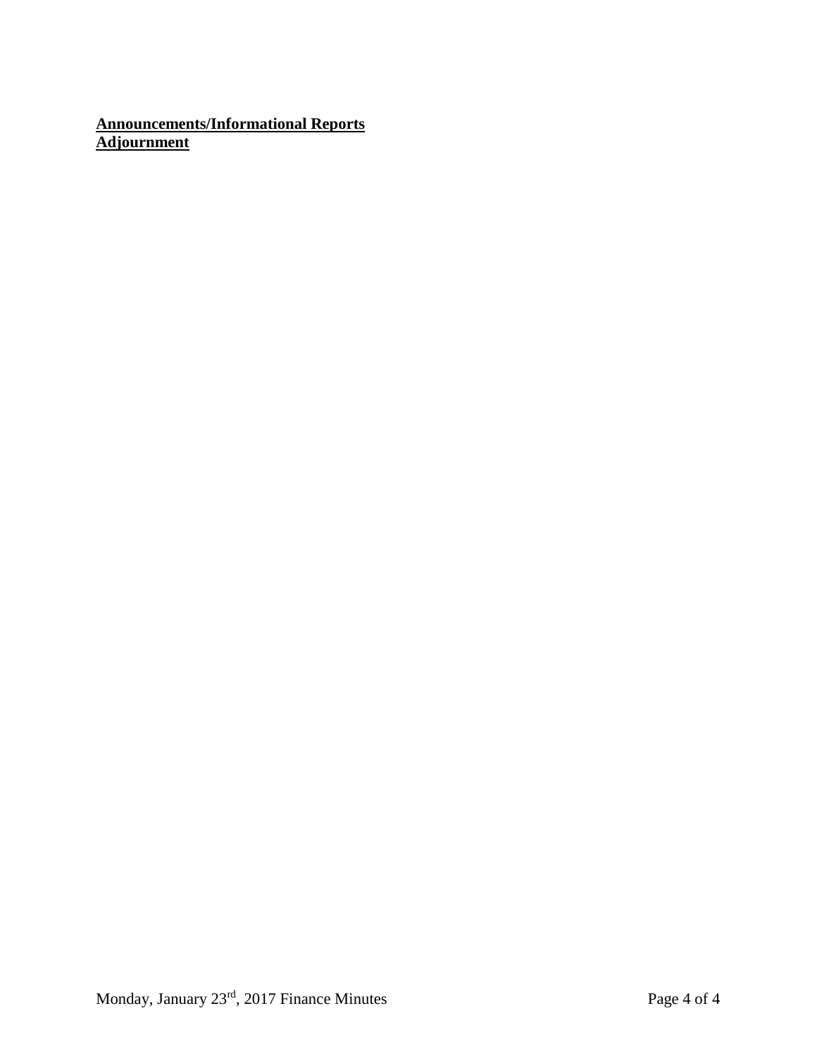**<u>Announcements/Informational Reports</u>**
**<u>Adjournment</u>**